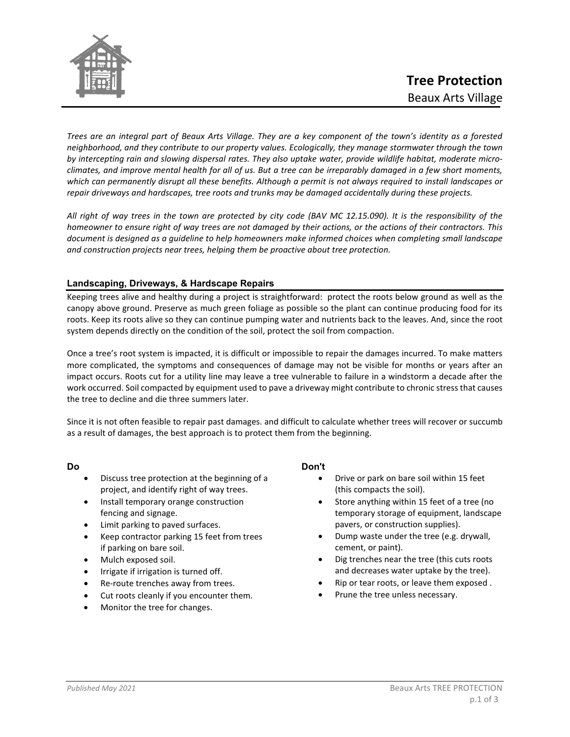# Tree Protection

## Beaux Arts Village

*Trees are an integral part of Beaux Arts Village. They are a key component of the town's identity as a forested neighborhood, and they contribute to our property values. Ecologically, they manage stormwater through the town by intercepting rain and slowing dispersal rates. They also uptake water, provide wildlife habitat, moderate micro-climates, and improve mental health for all of us. But a tree can be irreparably damaged in a few short moments, which can permanently disrupt all these benefits. Although a permit is not always required to install landscapes or repair driveways and hardscapes, tree roots and trunks may be damaged accidentally during these projects.*

*All right of way trees in the town are protected by city code (BAV MC 12.15.090). It is the responsibility of the homeowner to ensure right of way trees are not damaged by their actions, or the actions of their contractors. This document is designed as a guideline to help homeowners make informed choices when completing small landscape and construction projects near trees, helping them be proactive about tree protection.*

### Landscaping, Driveways, & Hardscape Repairs

Keeping trees alive and healthy during a project is straightforward: protect the roots below ground as well as the canopy above ground. Preserve as much green foliage as possible so the plant can continue producing food for its roots. Keep its roots alive so they can continue pumping water and nutrients back to the leaves. And, since the root system depends directly on the condition of the soil, protect the soil from compaction.

Once a tree's root system is impacted, it is difficult or impossible to repair the damages incurred. To make matters more complicated, the symptoms and consequences of damage may not be visible for months or years after an impact occurs. Roots cut for a utility line may leave a tree vulnerable to failure in a windstorm a decade after the work occurred. Soil compacted by equipment used to pave a driveway might contribute to chronic stress that causes the tree to decline and die three summers later.

Since it is not often feasible to repair past damages. and difficult to calculate whether trees will recover or succumb as a result of damages, the best approach is to protect them from the beginning.

**Do**

- Discuss tree protection at the beginning of a project, and identify right of way trees.
- Install temporary orange construction fencing and signage.
- Limit parking to paved surfaces.
- Keep contractor parking 15 feet from trees if parking on bare soil.
- Mulch exposed soil.
- Irrigate if irrigation is turned off.
- Re-route trenches away from trees.
- Cut roots cleanly if you encounter them.
- Monitor the tree for changes.

**Don't**

- Drive or park on bare soil within 15 feet (this compacts the soil).
- Store anything within 15 feet of a tree (no temporary storage of equipment, landscape pavers, or construction supplies).
- Dump waste under the tree (e.g. drywall, cement, or paint).
- Dig trenches near the tree (this cuts roots and decreases water uptake by the tree).
- Rip or tear roots, or leave them exposed .
- Prune the tree unless necessary.

*Published May 2021*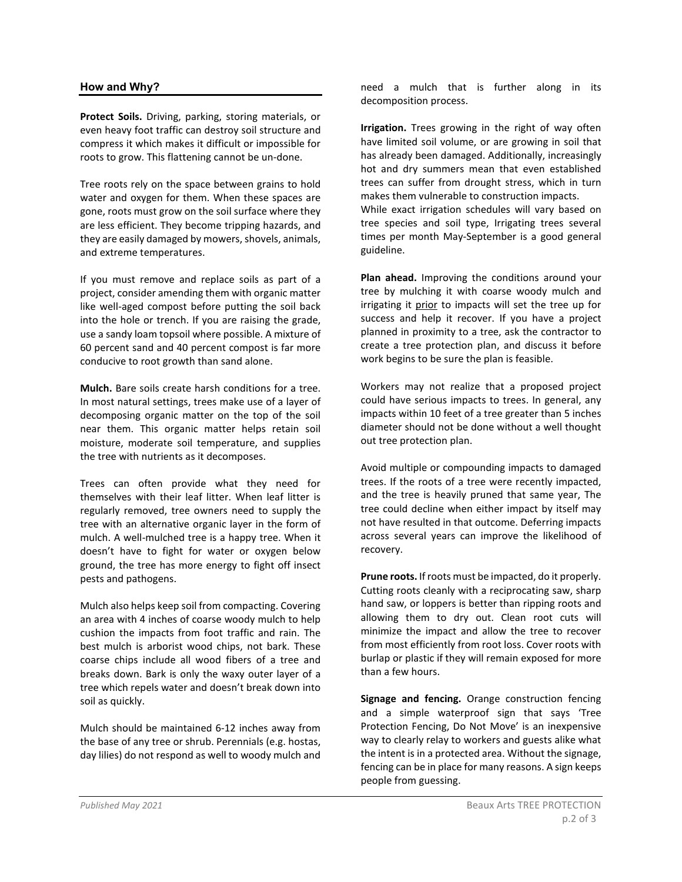## How and Why?

**Protect Soils.** Driving, parking, storing materials, or even heavy foot traffic can destroy soil structure and compress it which makes it difficult or impossible for roots to grow. This flattening cannot be un-done.

Tree roots rely on the space between grains to hold water and oxygen for them. When these spaces are gone, roots must grow on the soil surface where they are less efficient. They become tripping hazards, and they are easily damaged by mowers, shovels, animals, and extreme temperatures.

If you must remove and replace soils as part of a project, consider amending them with organic matter like well-aged compost before putting the soil back into the hole or trench. If you are raising the grade, use a sandy loam topsoil where possible. A mixture of 60 percent sand and 40 percent compost is far more conducive to root growth than sand alone.

**Mulch.** Bare soils create harsh conditions for a tree. In most natural settings, trees make use of a layer of decomposing organic matter on the top of the soil near them. This organic matter helps retain soil moisture, moderate soil temperature, and supplies the tree with nutrients as it decomposes.

Trees can often provide what they need for themselves with their leaf litter. When leaf litter is regularly removed, tree owners need to supply the tree with an alternative organic layer in the form of mulch. A well-mulched tree is a happy tree. When it doesn't have to fight for water or oxygen below ground, the tree has more energy to fight off insect pests and pathogens.

Mulch also helps keep soil from compacting. Covering an area with 4 inches of coarse woody mulch to help cushion the impacts from foot traffic and rain. The best mulch is arborist wood chips, not bark. These coarse chips include all wood fibers of a tree and breaks down. Bark is only the waxy outer layer of a tree which repels water and doesn't break down into soil as quickly.

Mulch should be maintained 6-12 inches away from the base of any tree or shrub. Perennials (e.g. hostas, day lilies) do not respond as well to woody mulch and need a mulch that is further along in its decomposition process.

**Irrigation.** Trees growing in the right of way often have limited soil volume, or are growing in soil that has already been damaged. Additionally, increasingly hot and dry summers mean that even established trees can suffer from drought stress, which in turn makes them vulnerable to construction impacts.
While exact irrigation schedules will vary based on tree species and soil type, Irrigating trees several times per month May-September is a good general guideline.

**Plan ahead.** Improving the conditions around your tree by mulching it with coarse woody mulch and irrigating it prior to impacts will set the tree up for success and help it recover. If you have a project planned in proximity to a tree, ask the contractor to create a tree protection plan, and discuss it before work begins to be sure the plan is feasible.

Workers may not realize that a proposed project could have serious impacts to trees. In general, any impacts within 10 feet of a tree greater than 5 inches diameter should not be done without a well thought out tree protection plan.

Avoid multiple or compounding impacts to damaged trees. If the roots of a tree were recently impacted, and the tree is heavily pruned that same year, The tree could decline when either impact by itself may not have resulted in that outcome. Deferring impacts across several years can improve the likelihood of recovery.

**Prune roots.** If roots must be impacted, do it properly. Cutting roots cleanly with a reciprocating saw, sharp hand saw, or loppers is better than ripping roots and allowing them to dry out. Clean root cuts will minimize the impact and allow the tree to recover from most efficiently from root loss. Cover roots with burlap or plastic if they will remain exposed for more than a few hours.

**Signage and fencing.** Orange construction fencing and a simple waterproof sign that says 'Tree Protection Fencing, Do Not Move' is an inexpensive way to clearly relay to workers and guests alike what the intent is in a protected area. Without the signage, fencing can be in place for many reasons. A sign keeps people from guessing.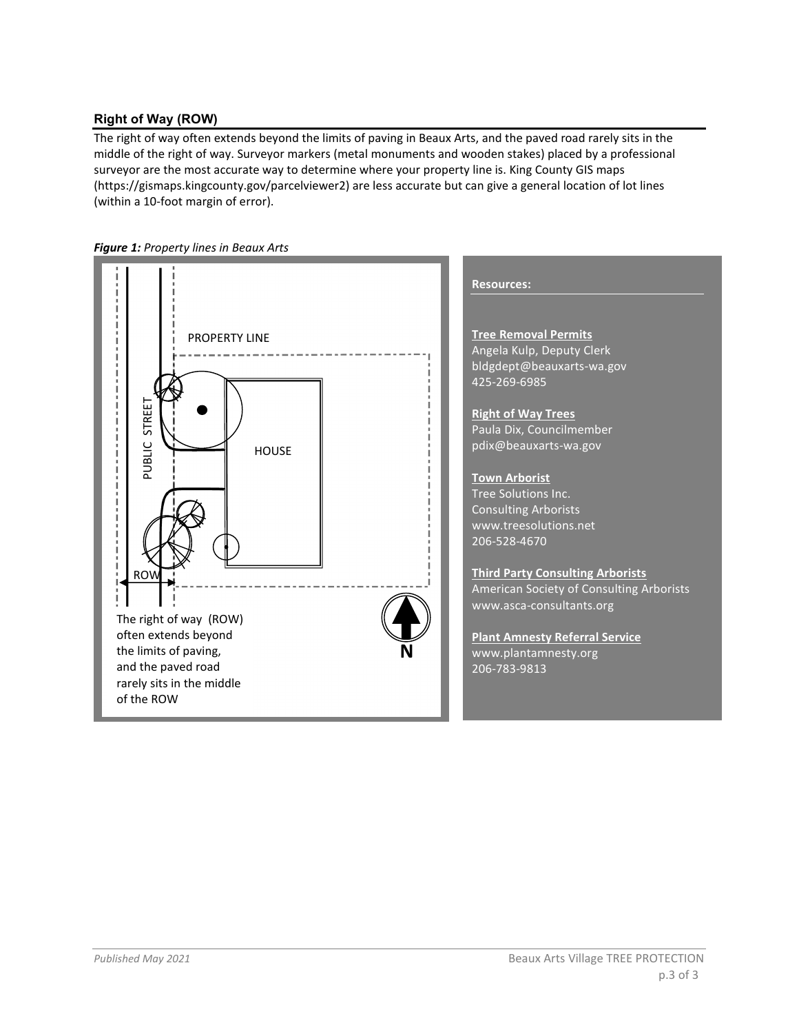## Right of Way (ROW)

The right of way often extends beyond the limits of paving in Beaux Arts, and the paved road rarely sits in the middle of the right of way. Surveyor markers (metal monuments and wooden stakes) placed by a professional surveyor are the most accurate way to determine where your property line is. King County GIS maps (https://gismaps.kingcounty.gov/parcelviewer2) are less accurate but can give a general location of lot lines (within a 10-foot margin of error).

***Figure 1:*** *Property lines in Beaux Arts*

PROPERTY LINE

PUBLIC STREET

HOUSE

ROW

N

The right of way (ROW) often extends beyond the limits of paving, and the paved road rarely sits in the middle of the ROW

**Resources:**

**Tree Removal Permits**
Angela Kulp, Deputy Clerk
bldgdept@beauxarts-wa.gov
425-269-6985

**Right of Way Trees**
Paula Dix, Councilmember
pdix@beauxarts-wa.gov

**Town Arborist**
Tree Solutions Inc.
Consulting Arborists
www.treesolutions.net
206-528-4670

**Third Party Consulting Arborists**
American Society of Consulting Arborists
www.asca-consultants.org

**Plant Amnesty Referral Service**
www.plantamnesty.org
206-783-9813

*Published May 2021*